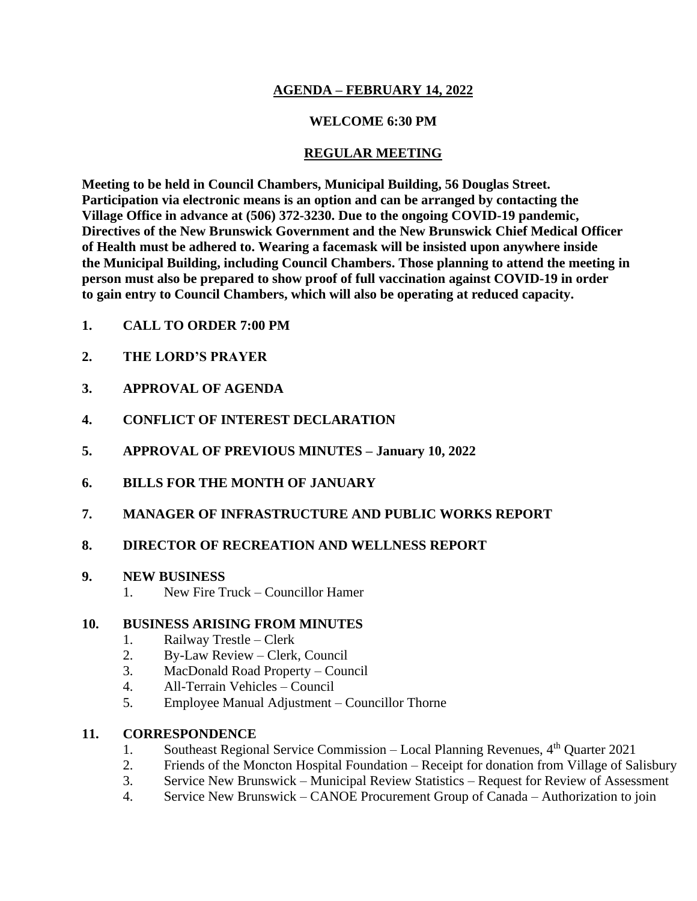# AGENDA – FEBRUARY 14, 2022

## WELCOME 6:30 PM

## REGULAR MEETING

**Meeting to be held in Council Chambers, Municipal Building, 56 Douglas Street. Participation via electronic means is an option and can be arranged by contacting the Village Office in advance at (506) 372-3230. Due to the ongoing COVID-19 pandemic, Directives of the New Brunswick Government and the New Brunswick Chief Medical Officer of Health must be adhered to. Wearing a facemask will be insisted upon anywhere inside the Municipal Building, including Council Chambers. Those planning to attend the meeting in person must also be prepared to show proof of full vaccination against COVID-19 in order to gain entry to Council Chambers, which will also be operating at reduced capacity.**

**1. CALL TO ORDER 7:00 PM**

**2. THE LORD'S PRAYER**

**3. APPROVAL OF AGENDA**

**4. CONFLICT OF INTEREST DECLARATION**

**5. APPROVAL OF PREVIOUS MINUTES – January 10, 2022**

**6. BILLS FOR THE MONTH OF JANUARY**

**7. MANAGER OF INFRASTRUCTURE AND PUBLIC WORKS REPORT**

**8. DIRECTOR OF RECREATION AND WELLNESS REPORT**

**9. NEW BUSINESS**

1. New Fire Truck – Councillor Hamer

**10. BUSINESS ARISING FROM MINUTES**

1. Railway Trestle – Clerk
2. By-Law Review – Clerk, Council
3. MacDonald Road Property – Council
4. All-Terrain Vehicles – Council
5. Employee Manual Adjustment – Councillor Thorne

**11. CORRESPONDENCE**

1. Southeast Regional Service Commission – Local Planning Revenues, 4th Quarter 2021
2. Friends of the Moncton Hospital Foundation – Receipt for donation from Village of Salisbury
3. Service New Brunswick – Municipal Review Statistics – Request for Review of Assessment
4. Service New Brunswick – CANOE Procurement Group of Canada – Authorization to join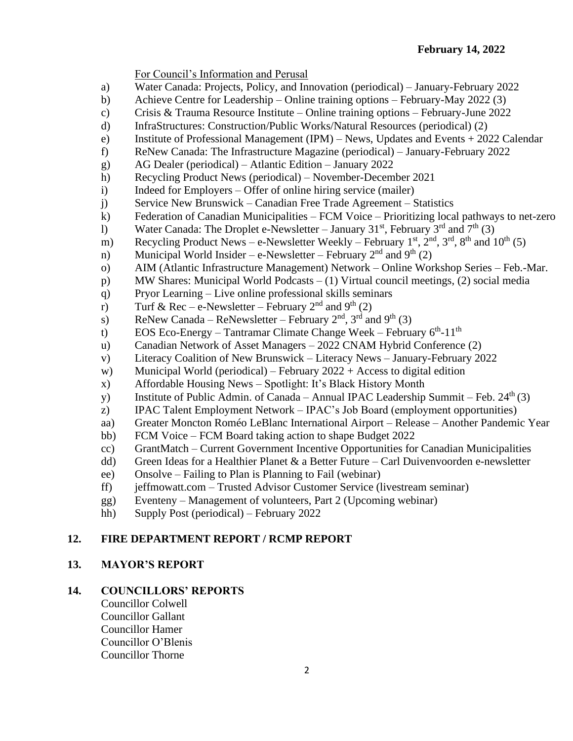**February 14, 2022**

For Council's Information and Perusal

a) Water Canada: Projects, Policy, and Innovation (periodical) – January-February 2022
b) Achieve Centre for Leadership – Online training options – February-May 2022 (3)
c) Crisis & Trauma Resource Institute – Online training options – February-June 2022
d) InfraStructures: Construction/Public Works/Natural Resources (periodical) (2)
e) Institute of Professional Management (IPM) – News, Updates and Events + 2022 Calendar
f) ReNew Canada: The Infrastructure Magazine (periodical) – January-February 2022
g) AG Dealer (periodical) – Atlantic Edition – January 2022
h) Recycling Product News (periodical) – November-December 2021
i) Indeed for Employers – Offer of online hiring service (mailer)
j) Service New Brunswick – Canadian Free Trade Agreement – Statistics
k) Federation of Canadian Municipalities – FCM Voice – Prioritizing local pathways to net-zero
l) Water Canada: The Droplet e-Newsletter – January 31st, February 3rd and 7th (3)
m) Recycling Product News – e-Newsletter Weekly – February 1st, 2nd, 3rd, 8th and 10th (5)
n) Municipal World Insider – e-Newsletter – February 2nd and 9th (2)
o) AIM (Atlantic Infrastructure Management) Network – Online Workshop Series – Feb.-Mar.
p) MW Shares: Municipal World Podcasts – (1) Virtual council meetings, (2) social media
q) Pryor Learning – Live online professional skills seminars
r) Turf & Rec – e-Newsletter – February 2nd and 9th (2)
s) ReNew Canada – ReNewsletter – February 2nd, 3rd and 9th (3)
t) EOS Eco-Energy – Tantramar Climate Change Week – February 6th-11th
u) Canadian Network of Asset Managers – 2022 CNAM Hybrid Conference (2)
v) Literacy Coalition of New Brunswick – Literacy News – January-February 2022
w) Municipal World (periodical) – February 2022 + Access to digital edition
x) Affordable Housing News – Spotlight: It's Black History Month
y) Institute of Public Admin. of Canada – Annual IPAC Leadership Summit – Feb. 24th (3)
z) IPAC Talent Employment Network – IPAC's Job Board (employment opportunities)
aa) Greater Moncton Roméo LeBlanc International Airport – Release – Another Pandemic Year
bb) FCM Voice – FCM Board taking action to shape Budget 2022
cc) GrantMatch – Current Government Incentive Opportunities for Canadian Municipalities
dd) Green Ideas for a Healthier Planet & a Better Future – Carl Duivenvoorden e-newsletter
ee) Onsolve – Failing to Plan is Planning to Fail (webinar)
ff) jeffmowatt.com – Trusted Advisor Customer Service (livestream seminar)
gg) Eventeny – Management of volunteers, Part 2 (Upcoming webinar)
hh) Supply Post (periodical) – February 2022

## 12. FIRE DEPARTMENT REPORT / RCMP REPORT

## 13. MAYOR'S REPORT

## 14. COUNCILLORS' REPORTS

Councillor Colwell
Councillor Gallant
Councillor Hamer
Councillor O'Blenis
Councillor Thorne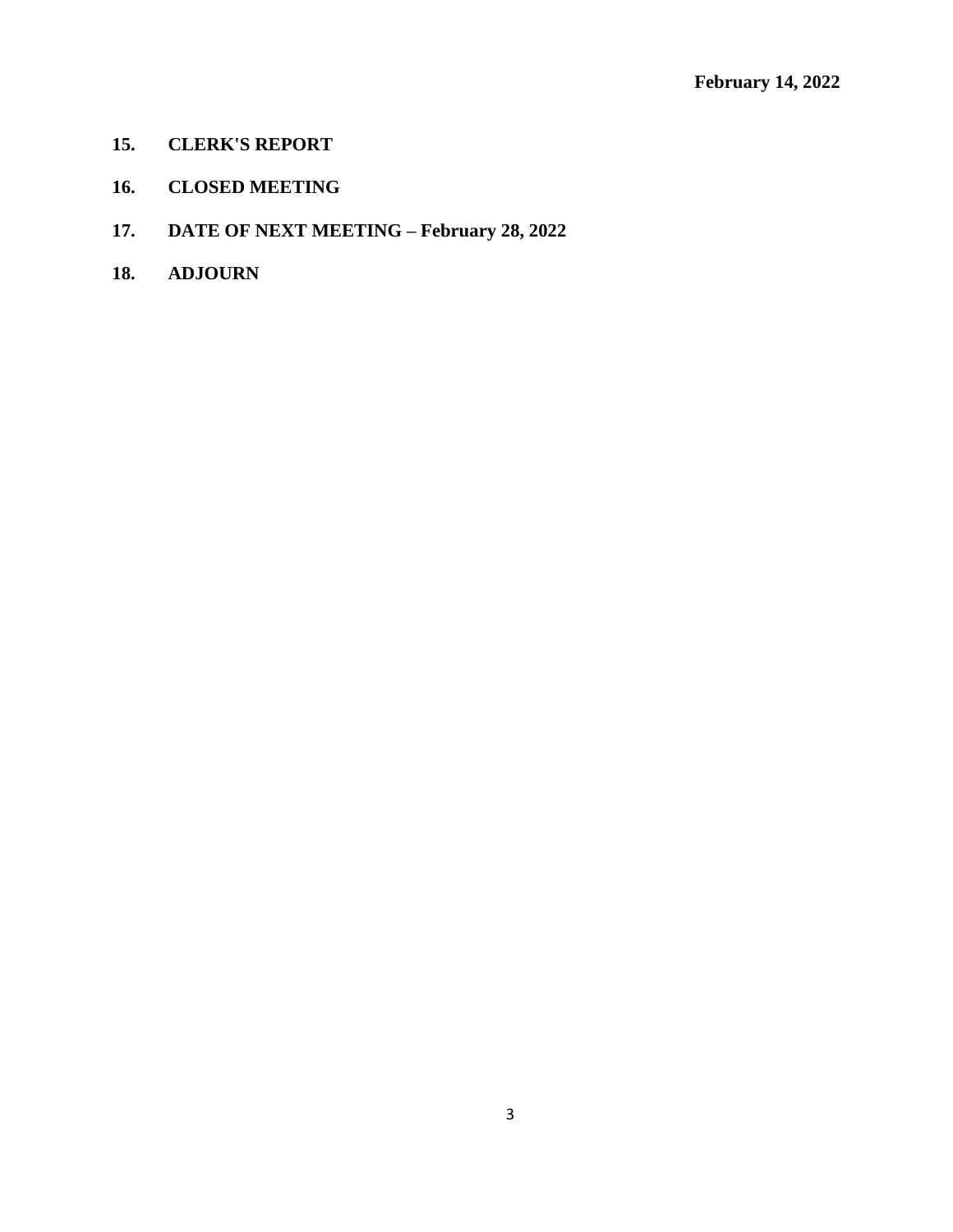**February 14, 2022**

**15. CLERK'S REPORT**

**16. CLOSED MEETING**

**17. DATE OF NEXT MEETING – February 28, 2022**

**18. ADJOURN**